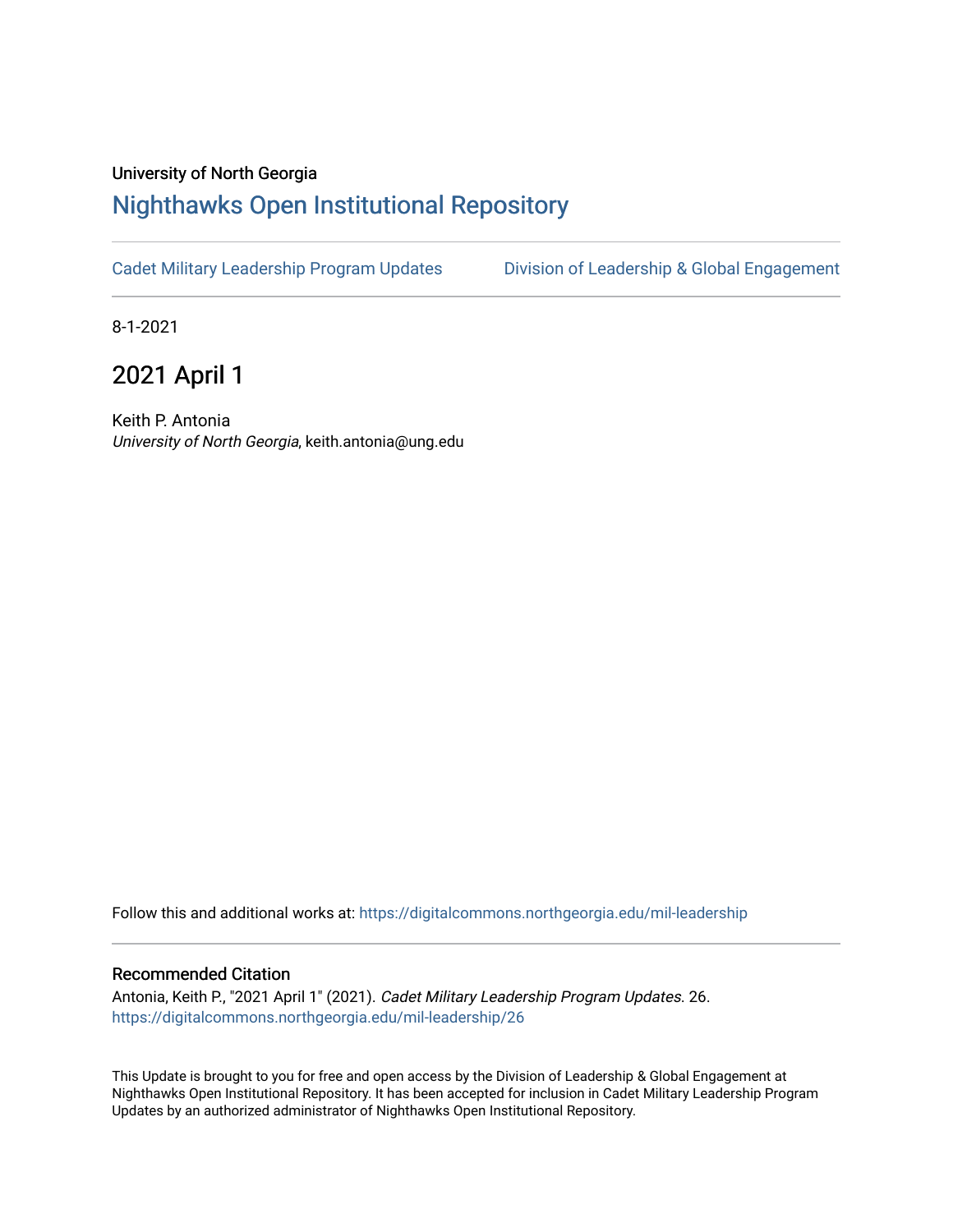University of North Georgia

# Nighthawks Open Institutional Repository

Cadet Military Leadership Program Updates | Division of Leadership & Global Engagement

8-1-2021

## 2021 April 1

Keith P. Antonia
*University of North Georgia*, keith.antonia@ung.edu

Follow this and additional works at: https://digitalcommons.northgeorgia.edu/mil-leadership

### Recommended Citation

Antonia, Keith P., "2021 April 1" (2021). *Cadet Military Leadership Program Updates*. 26.
https://digitalcommons.northgeorgia.edu/mil-leadership/26

This Update is brought to you for free and open access by the Division of Leadership & Global Engagement at Nighthawks Open Institutional Repository. It has been accepted for inclusion in Cadet Military Leadership Program Updates by an authorized administrator of Nighthawks Open Institutional Repository.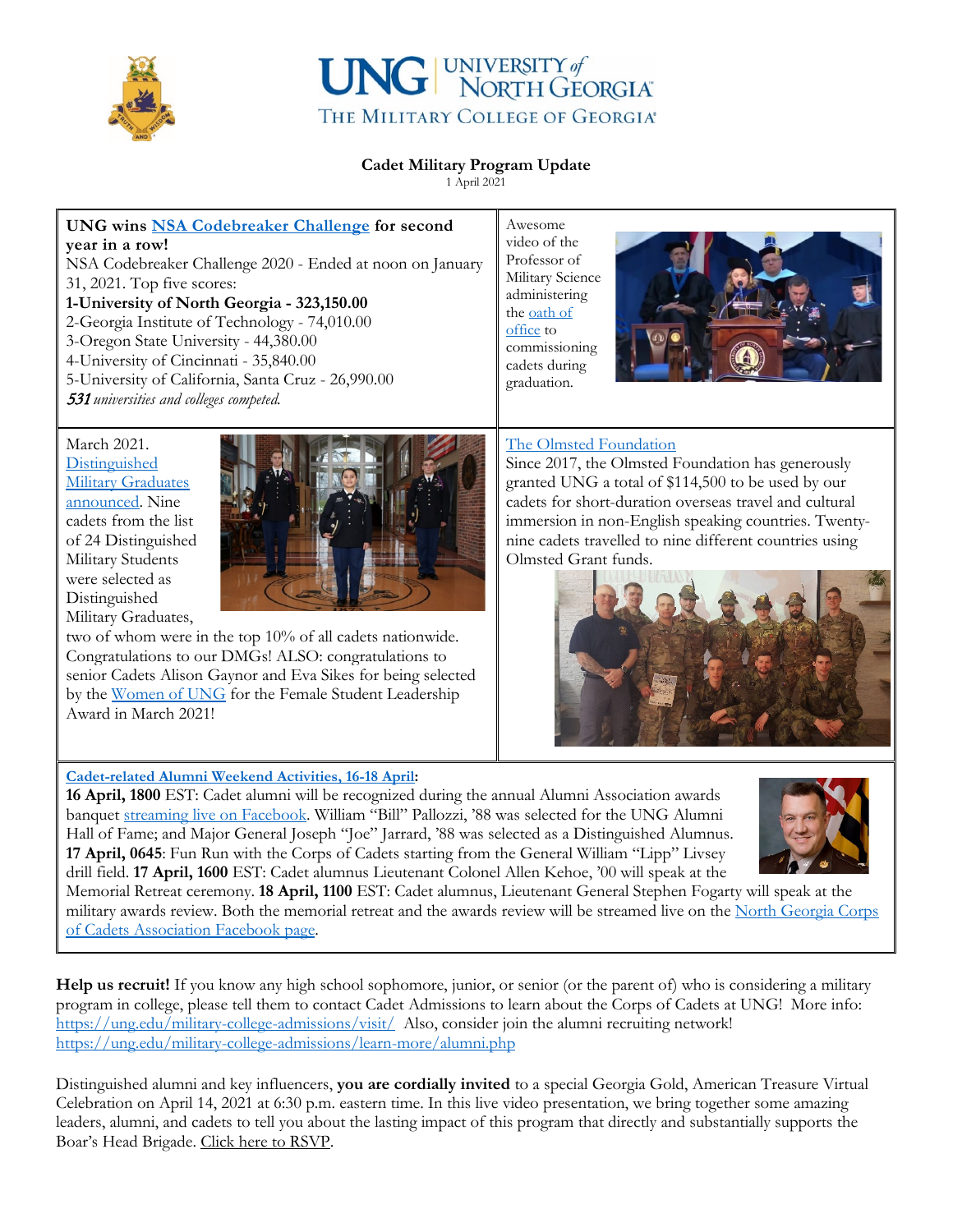**Cadet Military Program Update**

1 April 2021

**UNG wins NSA Codebreaker Challenge for second year in a row!**

NSA Codebreaker Challenge 2020 - Ended at noon on January 31, 2021. Top five scores:

**1-University of North Georgia - 323,150.00**

2-Georgia Institute of Technology - 74,010.00

3-Oregon State University - 44,380.00

4-University of Cincinnati - 35,840.00

5-University of California, Santa Cruz - 26,990.00

***531*** *universities and colleges competed.*

Awesome video of the Professor of Military Science administering the oath of office to commissioning cadets during graduation.

March 2021. Distinguished Military Graduates announced. Nine cadets from the list of 24 Distinguished Military Students were selected as Distinguished Military Graduates, two of whom were in the top 10% of all cadets nationwide. Congratulations to our DMGs! ALSO: congratulations to senior Cadets Alison Gaynor and Eva Sikes for being selected by the Women of UNG for the Female Student Leadership Award in March 2021!

The Olmsted Foundation

Since 2017, the Olmsted Foundation has generously granted UNG a total of $114,500 to be used by our cadets for short-duration overseas travel and cultural immersion in non-English speaking countries. Twenty-nine cadets travelled to nine different countries using Olmsted Grant funds.

**Cadet-related Alumni Weekend Activities, 16-18 April:**

**16 April, 1800** EST: Cadet alumni will be recognized during the annual Alumni Association awards banquet streaming live on Facebook. William "Bill" Pallozzi, '88 was selected for the UNG Alumni Hall of Fame; and Major General Joseph "Joe" Jarrard, '88 was selected as a Distinguished Alumnus. **17 April, 0645**: Fun Run with the Corps of Cadets starting from the General William "Lipp" Livsey drill field. **17 April, 1600** EST: Cadet alumnus Lieutenant Colonel Allen Kehoe, '00 will speak at the Memorial Retreat ceremony. **18 April, 1100** EST: Cadet alumnus, Lieutenant General Stephen Fogarty will speak at the military awards review. Both the memorial retreat and the awards review will be streamed live on the North Georgia Corps of Cadets Association Facebook page.

**Help us recruit!** If you know any high school sophomore, junior, or senior (or the parent of) who is considering a military program in college, please tell them to contact Cadet Admissions to learn about the Corps of Cadets at UNG! More info: https://ung.edu/military-college-admissions/visit/ Also, consider join the alumni recruiting network! https://ung.edu/military-college-admissions/learn-more/alumni.php

Distinguished alumni and key influencers, **you are cordially invited** to a special Georgia Gold, American Treasure Virtual Celebration on April 14, 2021 at 6:30 p.m. eastern time. In this live video presentation, we bring together some amazing leaders, alumni, and cadets to tell you about the lasting impact of this program that directly and substantially supports the Boar's Head Brigade. Click here to RSVP.